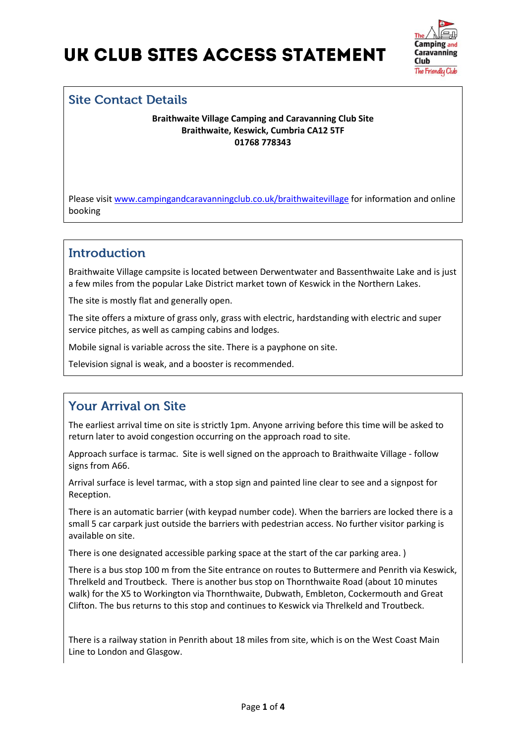# UK Club Sites Access Statement

## Site Contact Details

**Braithwaite Village Camping and Caravanning Club Site**
**Braithwaite, Keswick, Cumbria CA12 5TF**
**01768 778343**

Please visit [www.campingandcaravanningclub.co.uk/braithwaitevillage](www.campingandcaravanningclub.co.uk/braithwaitevillage) for information and online booking

## Introduction

Braithwaite Village campsite is located between Derwentwater and Bassenthwaite Lake and is just a few miles from the popular Lake District market town of Keswick in the Northern Lakes.

The site is mostly flat and generally open.

The site offers a mixture of grass only, grass with electric, hardstanding with electric and super service pitches, as well as camping cabins and lodges.

Mobile signal is variable across the site. There is a payphone on site.

Television signal is weak, and a booster is recommended.

## Your Arrival on Site

The earliest arrival time on site is strictly 1pm. Anyone arriving before this time will be asked to return later to avoid congestion occurring on the approach road to site.

Approach surface is tarmac. Site is well signed on the approach to Braithwaite Village - follow signs from A66.

Arrival surface is level tarmac, with a stop sign and painted line clear to see and a signpost for Reception.

There is an automatic barrier (with keypad number code). When the barriers are locked there is a small 5 car carpark just outside the barriers with pedestrian access. No further visitor parking is available on site.

There is one designated accessible parking space at the start of the car parking area. )

There is a bus stop 100 m from the Site entrance on routes to Buttermere and Penrith via Keswick, Threlkeld and Troutbeck. There is another bus stop on Thornthwaite Road (about 10 minutes walk) for the X5 to Workington via Thornthwaite, Dubwath, Embleton, Cockermouth and Great Clifton. The bus returns to this stop and continues to Keswick via Threlkeld and Troutbeck.

There is a railway station in Penrith about 18 miles from site, which is on the West Coast Main Line to London and Glasgow.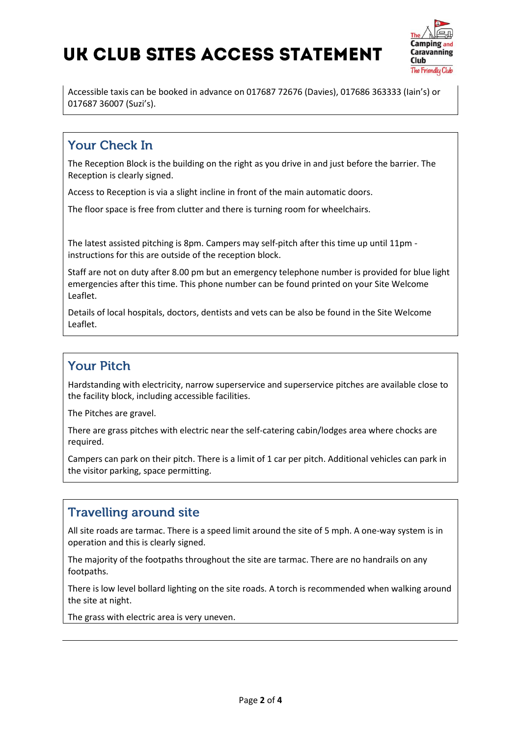Accessible taxis can be booked in advance on 017687 72676 (Davies), 017686 363333 (Iain's) or 017687 36007 (Suzi's).

## Your Check In

The Reception Block is the building on the right as you drive in and just before the barrier. The Reception is clearly signed.

Access to Reception is via a slight incline in front of the main automatic doors.

The floor space is free from clutter and there is turning room for wheelchairs.

The latest assisted pitching is 8pm. Campers may self-pitch after this time up until 11pm - instructions for this are outside of the reception block.

Staff are not on duty after 8.00 pm but an emergency telephone number is provided for blue light emergencies after this time. This phone number can be found printed on your Site Welcome Leaflet.

Details of local hospitals, doctors, dentists and vets can be also be found in the Site Welcome Leaflet.

## Your Pitch

Hardstanding with electricity, narrow superservice and superservice pitches are available close to the facility block, including accessible facilities.

The Pitches are gravel.

There are grass pitches with electric near the self-catering cabin/lodges area where chocks are required.

Campers can park on their pitch. There is a limit of 1 car per pitch. Additional vehicles can park in the visitor parking, space permitting.

## Travelling around site

All site roads are tarmac. There is a speed limit around the site of 5 mph. A one-way system is in operation and this is clearly signed.

The majority of the footpaths throughout the site are tarmac. There are no handrails on any footpaths.

There is low level bollard lighting on the site roads. A torch is recommended when walking around the site at night.

The grass with electric area is very uneven.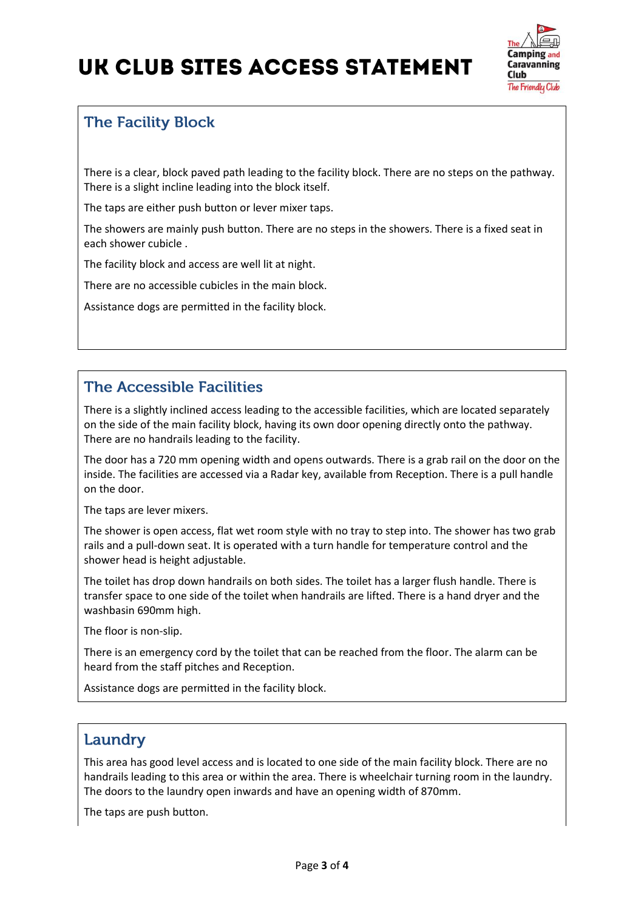## The Facility Block

There is a clear, block paved path leading to the facility block. There are no steps on the pathway. There is a slight incline leading into the block itself.

The taps are either push button or lever mixer taps.

The showers are mainly push button. There are no steps in the showers. There is a fixed seat in each shower cubicle .

The facility block and access are well lit at night.

There are no accessible cubicles in the main block.

Assistance dogs are permitted in the facility block.

## The Accessible Facilities

There is a slightly inclined access leading to the accessible facilities, which are located separately on the side of the main facility block, having its own door opening directly onto the pathway. There are no handrails leading to the facility.

The door has a 720 mm opening width and opens outwards. There is a grab rail on the door on the inside. The facilities are accessed via a Radar key, available from Reception. There is a pull handle on the door.

The taps are lever mixers.

The shower is open access, flat wet room style with no tray to step into. The shower has two grab rails and a pull-down seat. It is operated with a turn handle for temperature control and the shower head is height adjustable.

The toilet has drop down handrails on both sides. The toilet has a larger flush handle. There is transfer space to one side of the toilet when handrails are lifted. There is a hand dryer and the washbasin 690mm high.

The floor is non-slip.

There is an emergency cord by the toilet that can be reached from the floor. The alarm can be heard from the staff pitches and Reception.

Assistance dogs are permitted in the facility block.

## Laundry

This area has good level access and is located to one side of the main facility block. There are no handrails leading to this area or within the area. There is wheelchair turning room in the laundry. The doors to the laundry open inwards and have an opening width of 870mm.

The taps are push button.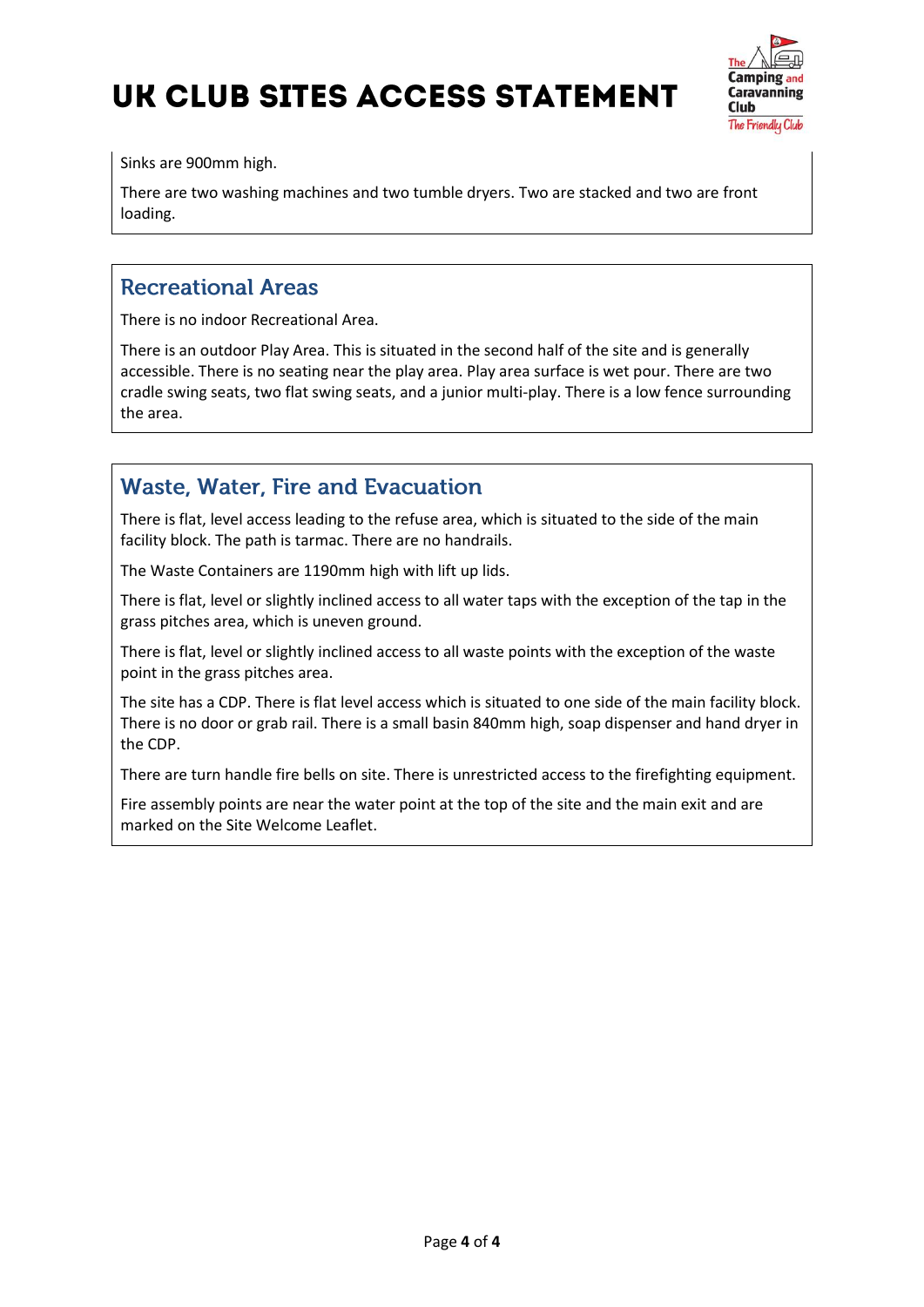Sinks are 900mm high.

There are two washing machines and two tumble dryers. Two are stacked and two are front loading.

## Recreational Areas

There is no indoor Recreational Area.

There is an outdoor Play Area. This is situated in the second half of the site and is generally accessible. There is no seating near the play area. Play area surface is wet pour. There are two cradle swing seats, two flat swing seats, and a junior multi-play. There is a low fence surrounding the area.

## Waste, Water, Fire and Evacuation

There is flat, level access leading to the refuse area, which is situated to the side of the main facility block. The path is tarmac. There are no handrails.

The Waste Containers are 1190mm high with lift up lids.

There is flat, level or slightly inclined access to all water taps with the exception of the tap in the grass pitches area, which is uneven ground.

There is flat, level or slightly inclined access to all waste points with the exception of the waste point in the grass pitches area.

The site has a CDP. There is flat level access which is situated to one side of the main facility block. There is no door or grab rail. There is a small basin 840mm high, soap dispenser and hand dryer in the CDP.

There are turn handle fire bells on site. There is unrestricted access to the firefighting equipment.

Fire assembly points are near the water point at the top of the site and the main exit and are marked on the Site Welcome Leaflet.